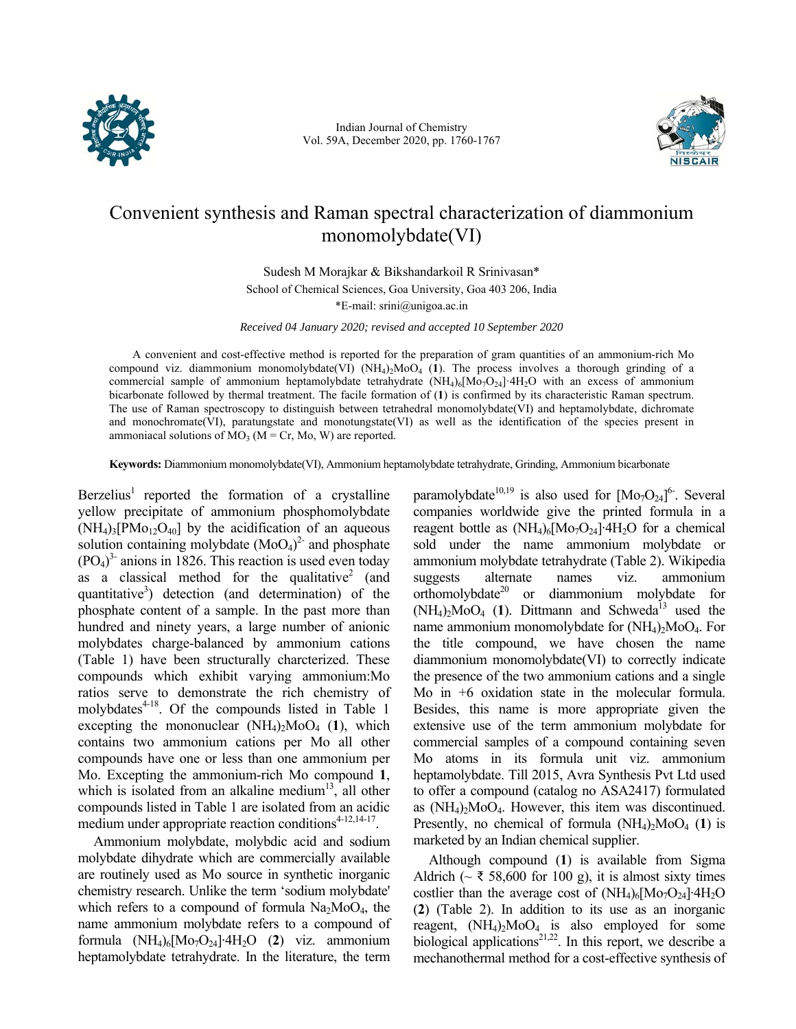# Convenient synthesis and Raman spectral characterization of diammonium monomolybdate(VI)

Sudesh M Morajkar & Bikshandarkoil R Srinivasan*

School of Chemical Sciences, Goa University, Goa 403 206, India

*E-mail: srini@unigoa.ac.in

*Received 04 January 2020; revised and accepted 10 September 2020*

A convenient and cost-effective method is reported for the preparation of gram quantities of an ammonium-rich Mo compound viz. diammonium monomolybdate(VI) $(NH_4)_2MoO_4$ (**1**). The process involves a thorough grinding of a commercial sample of ammonium heptamolybdate tetrahydrate $(NH_4)_6[Mo_7O_{24}]{\cdot}4H_2O$ with an excess of ammonium bicarbonate followed by thermal treatment. The facile formation of (**1**) is confirmed by its characteristic Raman spectrum. The use of Raman spectroscopy to distinguish between tetrahedral monomolybdate(VI) and heptamolybdate, dichromate and monochromate(VI), paratungstate and monotungstate(VI) as well as the identification of the species present in ammoniacal solutions of $MO_3$ (M = Cr, Mo, W) are reported.

**Keywords:** Diammonium monomolybdate(VI), Ammonium heptamolybdate tetrahydrate, Grinding, Ammonium bicarbonate

Berzelius[1] reported the formation of a crystalline yellow precipitate of ammonium phosphomolybdate $(NH_4)_3[PMo_{12}O_{40}]$ by the acidification of an aqueous solution containing molybdate $(MoO_4)^{2-}$ and phosphate $(PO_4)^{3-}$ anions in 1826. This reaction is used even today as a classical method for the qualitative[2] (and quantitative[3]) detection (and determination) of the phosphate content of a sample. In the past more than hundred and ninety years, a large number of anionic molybdates charge-balanced by ammonium cations (Table 1) have been structurally charcterized. These compounds which exhibit varying ammonium:Mo ratios serve to demonstrate the rich chemistry of molybdates[4-18]. Of the compounds listed in Table 1 excepting the mononuclear $(NH_4)_2MoO_4$ (**1**), which contains two ammonium cations per Mo all other compounds have one or less than one ammonium per Mo. Excepting the ammonium-rich Mo compound **1**, which is isolated from an alkaline medium[13], all other compounds listed in Table 1 are isolated from an acidic medium under appropriate reaction conditions[4-12,14-17].

Ammonium molybdate, molybdic acid and sodium molybdate dihydrate which are commercially available are routinely used as Mo source in synthetic inorganic chemistry research. Unlike the term 'sodium molybdate' which refers to a compound of formula $Na_2MoO_4$, the name ammonium molybdate refers to a compound of formula $(NH_4)_6[Mo_7O_{24}]{\cdot}4H_2O$ (**2**) viz. ammonium heptamolybdate tetrahydrate. In the literature, the term paramolybdate[10,19] is also used for $[Mo_7O_{24}]^{6-}$. Several companies worldwide give the printed formula in a reagent bottle as $(NH_4)_6[Mo_7O_{24}]{\cdot}4H_2O$ for a chemical sold under the name ammonium molybdate or ammonium molybdate tetrahydrate (Table 2). Wikipedia suggests alternate names viz. ammonium orthomolybdate[20] or diammonium molybdate for $(NH_4)_2MoO_4$ (**1**). Dittmann and Schweda[13] used the name ammonium monomolybdate for $(NH_4)_2MoO_4$. For the title compound, we have chosen the name diammonium monomolybdate(VI) to correctly indicate the presence of the two ammonium cations and a single Mo in +6 oxidation state in the molecular formula. Besides, this name is more appropriate given the extensive use of the term ammonium molybdate for commercial samples of a compound containing seven Mo atoms in its formula unit viz. ammonium heptamolybdate. Till 2015, Avra Synthesis Pvt Ltd used to offer a compound (catalog no ASA2417) formulated as $(NH_4)_2MoO_4$. However, this item was discontinued. Presently, no chemical of formula $(NH_4)_2MoO_4$ (**1**) is marketed by an Indian chemical supplier.

Although compound (**1**) is available from Sigma Aldrich (~ ₹ 58,600 for 100 g), it is almost sixty times costlier than the average cost of $(NH_4)_6[Mo_7O_{24}]{\cdot}4H_2O$ (**2**) (Table 2). In addition to its use as an inorganic reagent, $(NH_4)_2MoO_4$ is also employed for some biological applications[21,22]. In this report, we describe a mechanothermal method for a cost-effective synthesis of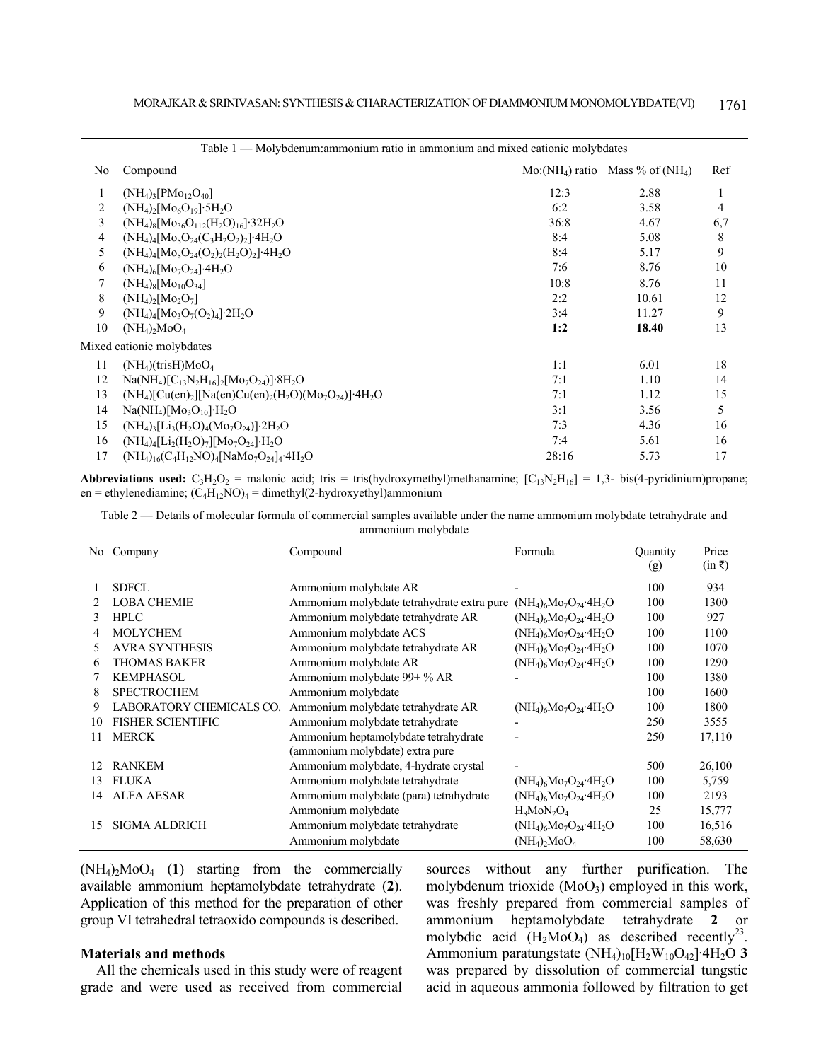Table 1 — Molybdenum:ammonium ratio in ammonium and mixed cationic molybdates

| No | Compound | Mo:($NH_4$) ratio | Mass % of ($NH_4$) | Ref |
|---|---|---|---|---|
| 1 | $(NH_4)_3[PMo_{12}O_{40}]$ | 12:3 | 2.88 | 1 |
| 2 | $(NH_4)_2[Mo_6O_{19}]\cdot 5H_2O$ | 6:2 | 3.58 | 4 |
| 3 | $(NH_4)_8[Mo_{36}O_{112}(H_2O)_{16}]\cdot 32H_2O$ | 36:8 | 4.67 | 6,7 |
| 4 | $(NH_4)_4[Mo_8O_{24}(C_3H_2O_2)_2]\cdot 4H_2O$ | 8:4 | 5.08 | 8 |
| 5 | $(NH_4)_4[Mo_8O_{24}(O_2)_2(H_2O)_2]\cdot 4H_2O$ | 8:4 | 5.17 | 9 |
| 6 | $(NH_4)_6[Mo_7O_{24}]\cdot 4H_2O$ | 7:6 | 8.76 | 10 |
| 7 | $(NH_4)_8[Mo_{10}O_{34}]$ | 10:8 | 8.76 | 11 |
| 8 | $(NH_4)_2[Mo_2O_7]$ | 2:2 | 10.61 | 12 |
| 9 | $(NH_4)_4[Mo_3O_7(O_2)_4]\cdot 2H_2O$ | 3:4 | 11.27 | 9 |
| 10 | $(NH_4)_2MoO_4$ | **1:2** | **18.40** | 13 |
| Mixed cationic molybdates | | | | |
| 11 | $(NH_4)(trisH)MoO_4$ | 1:1 | 6.01 | 18 |
| 12 | $Na(NH_4)[C_{13}N_2H_{16}]_2[Mo_7O_{24})]\cdot 8H_2O$ | 7:1 | 1.10 | 14 |
| 13 | $(NH_4)[Cu(en)_2][Na(en)Cu(en)_2(H_2O)(Mo_7O_{24})]\cdot 4H_2O$ | 7:1 | 1.12 | 15 |
| 14 | $Na(NH_4)[Mo_3O_{10}]\cdot H_2O$ | 3:1 | 3.56 | 5 |
| 15 | $(NH_4)_3[Li_3(H_2O)_4(Mo_7O_{24})]\cdot 2H_2O$ | 7:3 | 4.36 | 16 |
| 16 | $(NH_4)_4[Li_2(H_2O)_7][Mo_7O_{24}]\cdot H_2O$ | 7:4 | 5.61 | 16 |
| 17 | $(NH_4)_{16}(C_4H_{12}NO)_4[NaMo_7O_{24}]_4\cdot 4H_2O$ | 28:16 | 5.73 | 17 |

**Abbreviations used:** $C_3H_2O_2$ = malonic acid; tris = tris(hydroxymethyl)methanamine; $[C_{13}N_2H_{16}]$ = 1,3- bis(4-pyridinium)propane; en = ethylenediamine; $(C_4H_{12}NO)_4$ = dimethyl(2-hydroxyethyl)ammonium

Table 2 — Details of molecular formula of commercial samples available under the name ammonium molybdate tetrahydrate and ammonium molybdate

| No | Company | Compound | Formula | Quantity (g) | Price (in ₹) |
|---|---|---|---|---|---|
| 1 | SDFCL | Ammonium molybdate AR | - | 100 | 934 |
| 2 | LOBA CHEMIE | Ammonium molybdate tetrahydrate extra pure | $(NH_4)_6Mo_7O_{24}\cdot 4H_2O$ | 100 | 1300 |
| 3 | HPLC | Ammonium molybdate tetrahydrate AR | $(NH_4)_6Mo_7O_{24}\cdot 4H_2O$ | 100 | 927 |
| 4 | MOLYCHEM | Ammonium molybdate ACS | $(NH_4)_6Mo_7O_{24}\cdot 4H_2O$ | 100 | 1100 |
| 5 | AVRA SYNTHESIS | Ammonium molybdate tetrahydrate AR | $(NH_4)_6Mo_7O_{24}\cdot 4H_2O$ | 100 | 1070 |
| 6 | THOMAS BAKER | Ammonium molybdate AR | $(NH_4)_6Mo_7O_{24}\cdot 4H_2O$ | 100 | 1290 |
| 7 | KEMPHASOL | Ammonium molybdate 99+ % AR | - | 100 | 1380 |
| 8 | SPECTROCHEM | Ammonium molybdate | | 100 | 1600 |
| 9 | LABORATORY CHEMICALS CO. | Ammonium molybdate tetrahydrate AR | $(NH_4)_6Mo_7O_{24}\cdot 4H_2O$ | 100 | 1800 |
| 10 | FISHER SCIENTIFIC | Ammonium molybdate tetrahydrate | - | 250 | 3555 |
| 11 | MERCK | Ammonium heptamolybdate tetrahydrate (ammonium molybdate) extra pure | - | 250 | 17,110 |
| 12 | RANKEM | Ammonium molybdate, 4-hydrate crystal | - | 500 | 26,100 |
| 13 | FLUKA | Ammonium molybdate tetrahydrate | $(NH_4)_6Mo_7O_{24}\cdot 4H_2O$ | 100 | 5,759 |
| 14 | ALFA AESAR | Ammonium molybdate (para) tetrahydrate | $(NH_4)_6Mo_7O_{24}\cdot 4H_2O$ | 100 | 2193 |
| | | Ammonium molybdate | $H_8MoN_2O_4$ | 25 | 15,777 |
| 15 | SIGMA ALDRICH | Ammonium molybdate tetrahydrate | $(NH_4)_6Mo_7O_{24}\cdot 4H_2O$ | 100 | 16,516 |
| | | Ammonium molybdate | $(NH_4)_2MoO_4$ | 100 | 58,630 |

$(NH_4)_2MoO_4$ (**1**) starting from the commercially available ammonium heptamolybdate tetrahydrate (**2**). Application of this method for the preparation of other group VI tetrahedral tetraoxido compounds is described.

## Materials and methods

All the chemicals used in this study were of reagent grade and were used as received from commercial sources without any further purification. The molybdenum trioxide ($MoO_3$) employed in this work, was freshly prepared from commercial samples of ammonium heptamolybdate tetrahydrate **2** or molybdic acid ($H_2MoO_4$) as described recently[23]. Ammonium paratungstate $(NH_4)_{10}[H_2W_{10}O_{42}]\cdot 4H_2O$ **3** was prepared by dissolution of commercial tungstic acid in aqueous ammonia followed by filtration to get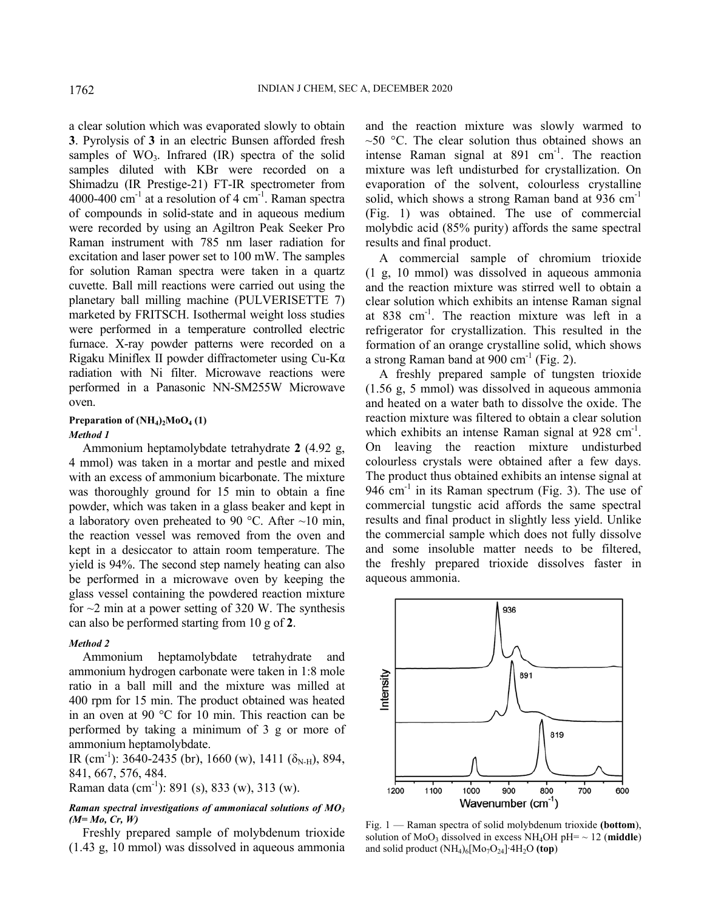a clear solution which was evaporated slowly to obtain **3**. Pyrolysis of **3** in an electric Bunsen afforded fresh samples of $WO_3$. Infrared (IR) spectra of the solid samples diluted with KBr were recorded on a Shimadzu (IR Prestige-21) FT-IR spectrometer from 4000-400 $cm^{-1}$ at a resolution of 4 $cm^{-1}$. Raman spectra of compounds in solid-state and in aqueous medium were recorded by using an Agiltron Peak Seeker Pro Raman instrument with 785 nm laser radiation for excitation and laser power set to 100 mW. The samples for solution Raman spectra were taken in a quartz cuvette. Ball mill reactions were carried out using the planetary ball milling machine (PULVERISETTE 7) marketed by FRITSCH. Isothermal weight loss studies were performed in a temperature controlled electric furnace. X-ray powder patterns were recorded on a Rigaku Miniflex II powder diffractometer using Cu-Kα radiation with Ni filter. Microwave reactions were performed in a Panasonic NN-SM255W Microwave oven.

**Preparation of $(NH_4)_2MoO_4$ (1)**

***Method 1***

Ammonium heptamolybdate tetrahydrate **2** (4.92 g, 4 mmol) was taken in a mortar and pestle and mixed with an excess of ammonium bicarbonate. The mixture was thoroughly ground for 15 min to obtain a fine powder, which was taken in a glass beaker and kept in a laboratory oven preheated to 90 °C. After ~10 min, the reaction vessel was removed from the oven and kept in a desiccator to attain room temperature. The yield is 94%. The second step namely heating can also be performed in a microwave oven by keeping the glass vessel containing the powdered reaction mixture for ~2 min at a power setting of 320 W. The synthesis can also be performed starting from 10 g of **2**.

***Method 2***

Ammonium heptamolybdate tetrahydrate and ammonium hydrogen carbonate were taken in 1:8 mole ratio in a ball mill and the mixture was milled at 400 rpm for 15 min. The product obtained was heated in an oven at 90 °C for 10 min. This reaction can be performed by taking a minimum of 3 g or more of ammonium heptamolybdate.

IR ($cm^{-1}$): 3640-2435 (br), 1660 (w), 1411 ($\delta_{N-H}$), 894, 841, 667, 576, 484.

Raman data ($cm^{-1}$): 891 (s), 833 (w), 313 (w).

***Raman spectral investigations of ammoniacal solutions of $MO_3$ (M= Mo, Cr, W)***

Freshly prepared sample of molybdenum trioxide (1.43 g, 10 mmol) was dissolved in aqueous ammonia and the reaction mixture was slowly warmed to ~50 °C. The clear solution thus obtained shows an intense Raman signal at 891 $cm^{-1}$. The reaction mixture was left undisturbed for crystallization. On evaporation of the solvent, colourless crystalline solid, which shows a strong Raman band at 936 $cm^{-1}$ (Fig. 1) was obtained. The use of commercial molybdic acid (85% purity) affords the same spectral results and final product.

A commercial sample of chromium trioxide (1 g, 10 mmol) was dissolved in aqueous ammonia and the reaction mixture was stirred well to obtain a clear solution which exhibits an intense Raman signal at 838 $cm^{-1}$. The reaction mixture was left in a refrigerator for crystallization. This resulted in the formation of an orange crystalline solid, which shows a strong Raman band at 900 $cm^{-1}$ (Fig. 2).

A freshly prepared sample of tungsten trioxide (1.56 g, 5 mmol) was dissolved in aqueous ammonia and heated on a water bath to dissolve the oxide. The reaction mixture was filtered to obtain a clear solution which exhibits an intense Raman signal at 928 $cm^{-1}$. On leaving the reaction mixture undisturbed colourless crystals were obtained after a few days. The product thus obtained exhibits an intense signal at 946 $cm^{-1}$ in its Raman spectrum (Fig. 3). The use of commercial tungstic acid affords the same spectral results and final product in slightly less yield. Unlike the commercial sample which does not fully dissolve and some insoluble matter needs to be filtered, the freshly prepared trioxide dissolves faster in aqueous ammonia.

Fig. 1 — Raman spectra of solid molybdenum trioxide **(bottom)**, solution of $MoO_3$ dissolved in excess $NH_4OH$ pH= ~ 12 (**middle**) and solid product $(NH_4)_6[Mo_7O_{24}]{\cdot}4H_2O$ **(top)**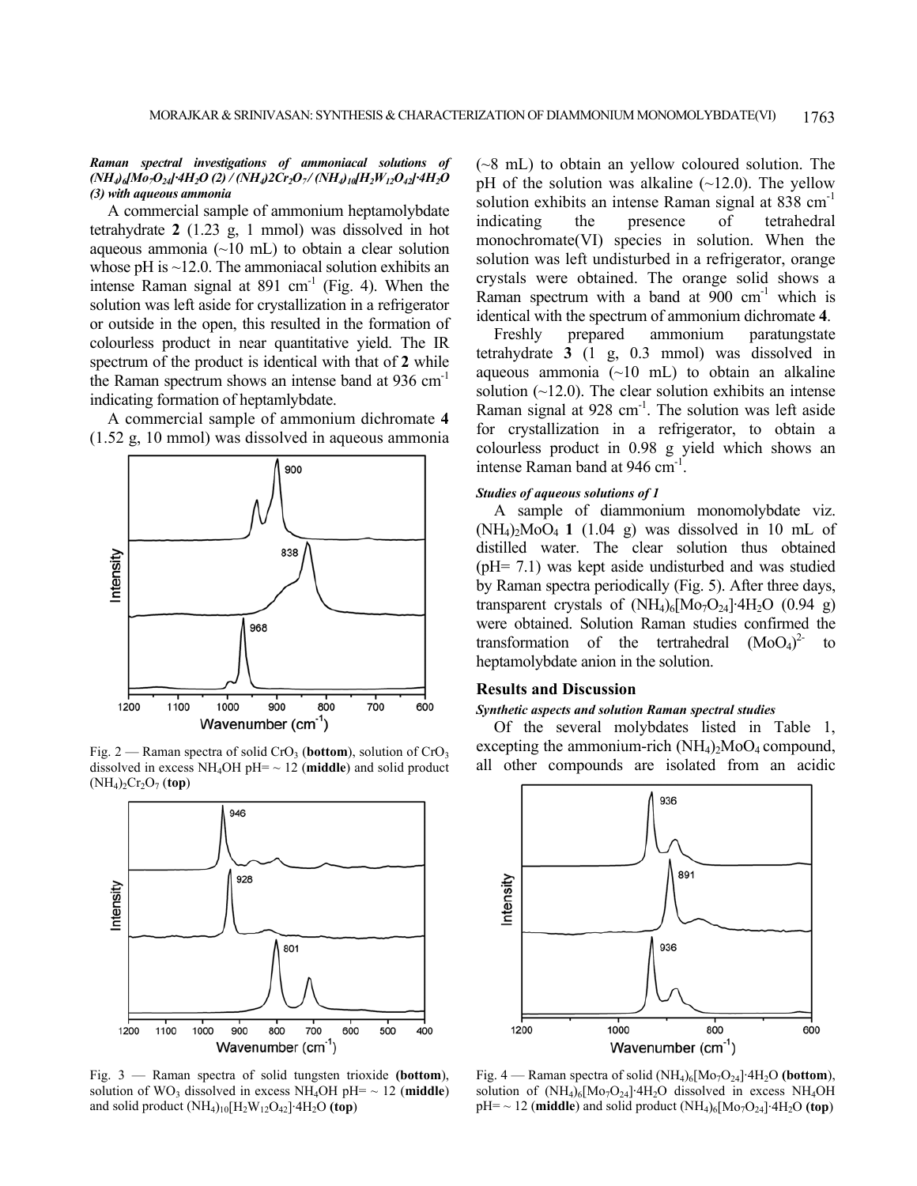***Raman spectral investigations of ammoniacal solutions of $(NH_4)_6[Mo_7O_{24}]\cdot4H_2O$ (2) / $(NH_4)_2Cr_2O_7$ / $(NH_4)_{10}[H_2W_{12}O_{42}]\cdot4H_2O$ (3) with aqueous ammonia***

A commercial sample of ammonium heptamolybdate tetrahydrate **2** (1.23 g, 1 mmol) was dissolved in hot aqueous ammonia (~10 mL) to obtain a clear solution whose pH is ~12.0. The ammoniacal solution exhibits an intense Raman signal at 891 $cm^{-1}$ (Fig. 4). When the solution was left aside for crystallization in a refrigerator or outside in the open, this resulted in the formation of colourless product in near quantitative yield. The IR spectrum of the product is identical with that of **2** while the Raman spectrum shows an intense band at 936 $cm^{-1}$ indicating formation of heptamlybdate.

A commercial sample of ammonium dichromate **4** (1.52 g, 10 mmol) was dissolved in aqueous ammonia (~8 mL) to obtain an yellow coloured solution. The pH of the solution was alkaline (~12.0). The yellow solution exhibits an intense Raman signal at 838 $cm^{-1}$ indicating the presence of tetrahedral monochromate(VI) species in solution. When the solution was left undisturbed in a refrigerator, orange crystals were obtained. The orange solid shows a Raman spectrum with a band at 900 $cm^{-1}$ which is identical with the spectrum of ammonium dichromate **4**.

Fig. 2 — Raman spectra of solid $CrO_3$ (**bottom**), solution of $CrO_3$ dissolved in excess $NH_4OH$ pH= ~ 12 (**middle**) and solid product $(NH_4)_2Cr_2O_7$ (**top**)

Fig. 3 — Raman spectra of solid tungsten trioxide (**bottom**), solution of $WO_3$ dissolved in excess $NH_4OH$ pH= ~ 12 (**middle**) and solid product $(NH_4)_{10}[H_2W_{12}O_{42}]\cdot4H_2O$ (**top**)

Freshly prepared ammonium paratungstate tetrahydrate **3** (1 g, 0.3 mmol) was dissolved in aqueous ammonia (~10 mL) to obtain an alkaline solution (~12.0). The clear solution exhibits an intense Raman signal at 928 $cm^{-1}$. The solution was left aside for crystallization in a refrigerator, to obtain a colourless product in 0.98 g yield which shows an intense Raman band at 946 $cm^{-1}$.

***Studies of aqueous solutions of 1***

A sample of diammonium monomolybdate viz. $(NH_4)_2MoO_4$ **1** (1.04 g) was dissolved in 10 mL of distilled water. The clear solution thus obtained (pH= 7.1) was kept aside undisturbed and was studied by Raman spectra periodically (Fig. 5). After three days, transparent crystals of $(NH_4)_6[Mo_7O_{24}]\cdot4H_2O$ (0.94 g) were obtained. Solution Raman studies confirmed the transformation of the tertrahedral $(MoO_4)^{2-}$ to heptamolybdate anion in the solution.

## Results and Discussion

***Synthetic aspects and solution Raman spectral studies***

Of the several molybdates listed in Table 1, excepting the ammonium-rich $(NH_4)_2MoO_4$ compound, all other compounds are isolated from an acidic

Fig. 4 — Raman spectra of solid $(NH_4)_6[Mo_7O_{24}]\cdot4H_2O$ (**bottom**), solution of $(NH_4)_6[Mo_7O_{24}]\cdot4H_2O$ dissolved in excess $NH_4OH$ pH= ~ 12 (**middle**) and solid product $(NH_4)_6[Mo_7O_{24}]\cdot4H_2O$ (**top**)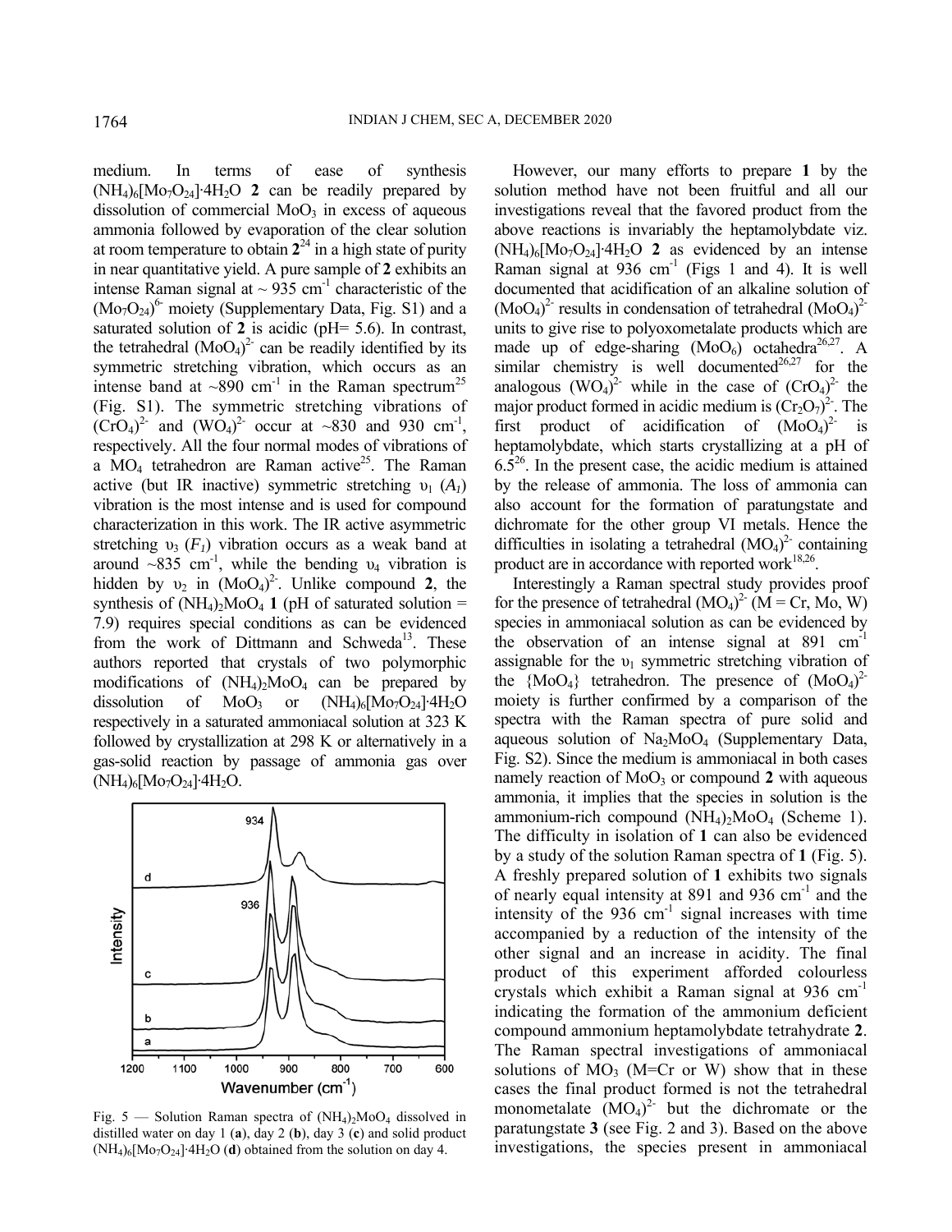medium. In terms of ease of synthesis $(NH_4)_6[Mo_7O_{24}]\cdot 4H_2O$ **2** can be readily prepared by dissolution of commercial $MoO_3$ in excess of aqueous ammonia followed by evaporation of the clear solution at room temperature to obtain **2**[24] in a high state of purity in near quantitative yield. A pure sample of **2** exhibits an intense Raman signal at ~ 935 cm$^{-1}$ characteristic of the $(Mo_7O_{24})^{6-}$ moiety (Supplementary Data, Fig. S1) and a saturated solution of **2** is acidic (pH= 5.6). In contrast, the tetrahedral $(MoO_4)^{2-}$ can be readily identified by its symmetric stretching vibration, which occurs as an intense band at ~890 cm$^{-1}$ in the Raman spectrum[25] (Fig. S1). The symmetric stretching vibrations of $(CrO_4)^{2-}$ and $(WO_4)^{2-}$ occur at ~830 and 930 cm$^{-1}$, respectively. All the four normal modes of vibrations of a $MO_4$ tetrahedron are Raman active[25]. The Raman active (but IR inactive) symmetric stretching $\upsilon_1$ ($A_1$) vibration is the most intense and is used for compound characterization in this work. The IR active asymmetric stretching $\upsilon_3$ ($F_1$) vibration occurs as a weak band at around ~835 cm$^{-1}$, while the bending $\upsilon_4$ vibration is hidden by $\upsilon_2$ in $(MoO_4)^{2-}$. Unlike compound **2**, the synthesis of $(NH_4)_2MoO_4$ **1** (pH of saturated solution = 7.9) requires special conditions as can be evidenced from the work of Dittmann and Schweda[13]. These authors reported that crystals of two polymorphic modifications of $(NH_4)_2MoO_4$ can be prepared by dissolution of $MoO_3$ or $(NH_4)_6[Mo_7O_{24}]\cdot 4H_2O$ respectively in a saturated ammoniacal solution at 323 K followed by crystallization at 298 K or alternatively in a gas-solid reaction by passage of ammonia gas over $(NH_4)_6[Mo_7O_{24}]\cdot 4H_2O$.

Fig. 5 — Solution Raman spectra of $(NH_4)_2MoO_4$ dissolved in distilled water on day 1 (**a**), day 2 (**b**), day 3 (**c**) and solid product $(NH_4)_6[Mo_7O_{24}]\cdot 4H_2O$ (**d**) obtained from the solution on day 4.

However, our many efforts to prepare **1** by the solution method have not been fruitful and all our investigations reveal that the favored product from the above reactions is invariably the heptamolybdate viz. $(NH_4)_6[Mo_7O_{24}]\cdot 4H_2O$ **2** as evidenced by an intense Raman signal at 936 cm$^{-1}$ (Figs 1 and 4). It is well documented that acidification of an alkaline solution of $(MoO_4)^{2-}$ results in condensation of tetrahedral $(MoO_4)^{2-}$ units to give rise to polyoxometalate products which are made up of edge-sharing $(MoO_6)$ octahedra[26,27]. A similar chemistry is well documented[26,27] for the analogous $(WO_4)^{2-}$ while in the case of $(CrO_4)^{2-}$ the major product formed in acidic medium is $(Cr_2O_7)^{2-}$. The first product of acidification of $(MoO_4)^{2-}$ is heptamolybdate, which starts crystallizing at a pH of 6.5[26]. In the present case, the acidic medium is attained by the release of ammonia. The loss of ammonia can also account for the formation of paratungstate and dichromate for the other group VI metals. Hence the difficulties in isolating a tetrahedral $(MO_4)^{2-}$ containing product are in accordance with reported work[18,26].

Interestingly a Raman spectral study provides proof for the presence of tetrahedral $(MO_4)^{2-}$ (M = Cr, Mo, W) species in ammoniacal solution as can be evidenced by the observation of an intense signal at 891 cm$^{-1}$ assignable for the $\upsilon_1$ symmetric stretching vibration of the {$MoO_4$} tetrahedron. The presence of $(MoO_4)^{2-}$ moiety is further confirmed by a comparison of the spectra with the Raman spectra of pure solid and aqueous solution of $Na_2MoO_4$ (Supplementary Data, Fig. S2). Since the medium is ammoniacal in both cases namely reaction of $MoO_3$ or compound **2** with aqueous ammonia, it implies that the species in solution is the ammonium-rich compound $(NH_4)_2MoO_4$ (Scheme 1). The difficulty in isolation of **1** can also be evidenced by a study of the solution Raman spectra of **1** (Fig. 5). A freshly prepared solution of **1** exhibits two signals of nearly equal intensity at 891 and 936 cm$^{-1}$ and the intensity of the 936 cm$^{-1}$ signal increases with time accompanied by a reduction of the intensity of the other signal and an increase in acidity. The final product of this experiment afforded colourless crystals which exhibit a Raman signal at 936 cm$^{-1}$ indicating the formation of the ammonium deficient compound ammonium heptamolybdate tetrahydrate **2**. The Raman spectral investigations of ammoniacal solutions of $MO_3$ (M=Cr or W) show that in these cases the final product formed is not the tetrahedral monometalate $(MO_4)^{2-}$ but the dichromate or the paratungstate **3** (see Fig. 2 and 3). Based on the above investigations, the species present in ammoniacal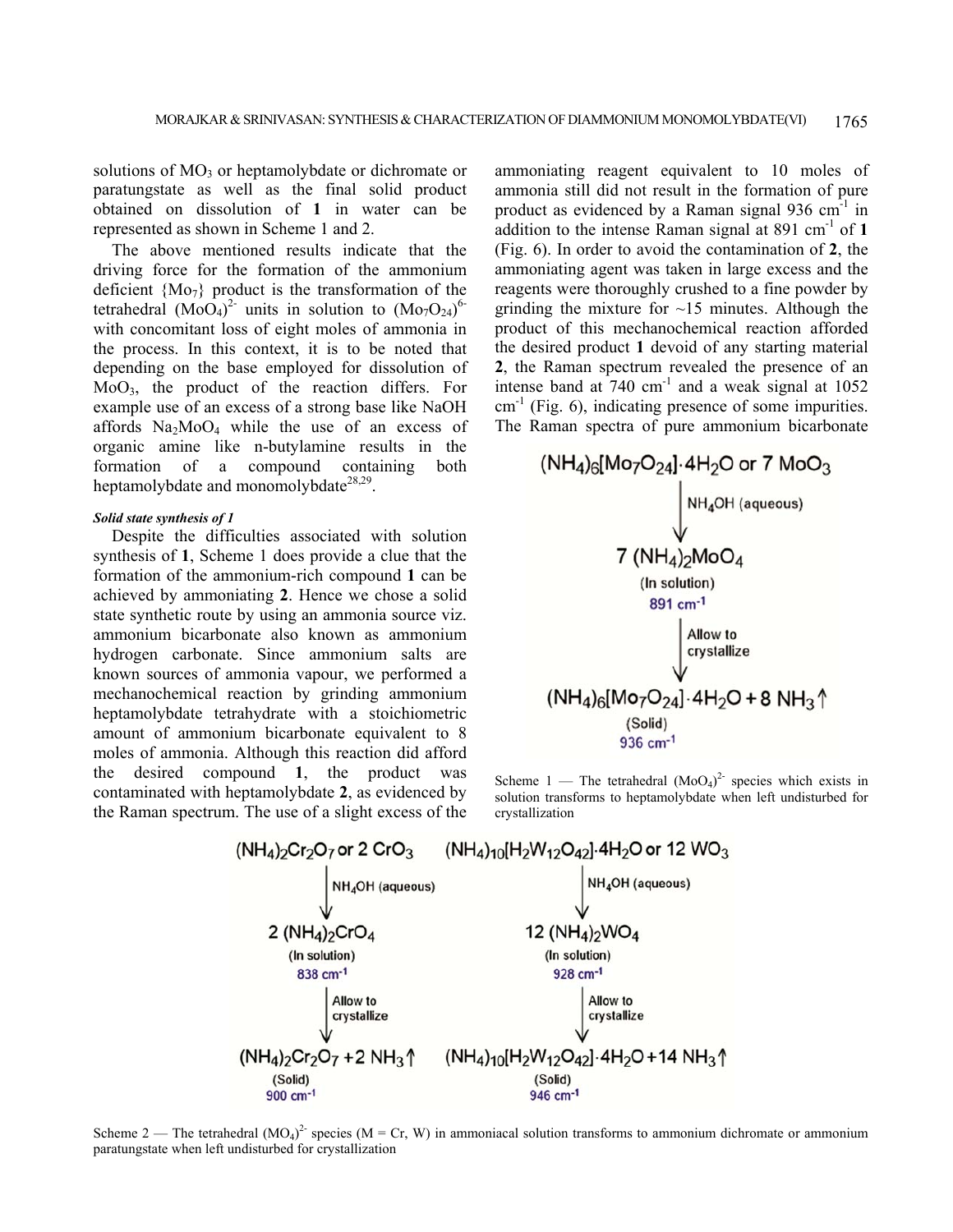solutions of $MO_3$ or heptamolybdate or dichromate or paratungstate as well as the final solid product obtained on dissolution of **1** in water can be represented as shown in Scheme 1 and 2.

The above mentioned results indicate that the driving force for the formation of the ammonium deficient $\{Mo_7\}$ product is the transformation of the tetrahedral $(MoO_4)^{2-}$ units in solution to $(Mo_7O_{24})^{6-}$ with concomitant loss of eight moles of ammonia in the process. In this context, it is to be noted that depending on the base employed for dissolution of $MoO_3$, the product of the reaction differs. For example use of an excess of a strong base like NaOH affords $Na_2MoO_4$ while the use of an excess of organic amine like n-butylamine results in the formation of a compound containing both heptamolybdate and monomolybdate[28,29].

### *Solid state synthesis of 1*

Despite the difficulties associated with solution synthesis of **1**, Scheme 1 does provide a clue that the formation of the ammonium-rich compound **1** can be achieved by ammoniating **2**. Hence we chose a solid state synthetic route by using an ammonia source viz. ammonium bicarbonate also known as ammonium hydrogen carbonate. Since ammonium salts are known sources of ammonia vapour, we performed a mechanochemical reaction by grinding ammonium heptamolybdate tetrahydrate with a stoichiometric amount of ammonium bicarbonate equivalent to 8 moles of ammonia. Although this reaction did afford the desired compound **1**, the product was contaminated with heptamolybdate **2**, as evidenced by the Raman spectrum. The use of a slight excess of the ammoniating reagent equivalent to 10 moles of ammonia still did not result in the formation of pure product as evidenced by a Raman signal 936 cm$^{-1}$ in addition to the intense Raman signal at 891 cm$^{-1}$ of **1** (Fig. 6). In order to avoid the contamination of **2**, the ammoniating agent was taken in large excess and the reagents were thoroughly crushed to a fine powder by grinding the mixture for ~15 minutes. Although the product of this mechanochemical reaction afforded the desired product **1** devoid of any starting material **2**, the Raman spectrum revealed the presence of an intense band at 740 cm$^{-1}$ and a weak signal at 1052 cm$^{-1}$ (Fig. 6), indicating presence of some impurities. The Raman spectra of pure ammonium bicarbonate

$(NH_4)_6[Mo_7O_{24}]\cdot 4H_2O$ or $7\ MoO_3$

↓ $NH_4OH$ (aqueous)

$7\ (NH_4)_2MoO_4$
(In solution)
891 cm$^{-1}$

↓ Allow to crystallize

$(NH_4)_6[Mo_7O_{24}]\cdot 4H_2O + 8\ NH_3\uparrow$
(Solid)
936 cm$^{-1}$

Scheme 1 — The tetrahedral $(MoO_4)^{2-}$ species which exists in solution transforms to heptamolybdate when left undisturbed for crystallization

$(NH_4)_2Cr_2O_7$ or $2\ CrO_3$ ↓ $NH_4OH$ (aqueous) → $2\ (NH_4)_2CrO_4$ (In solution) 838 cm$^{-1}$ ↓ Allow to crystallize → $(NH_4)_2Cr_2O_7 + 2\ NH_3\uparrow$ (Solid) 900 cm$^{-1}$

$(NH_4)_{10}[H_2W_{12}O_{42}]\cdot 4H_2O$ or $12\ WO_3$ ↓ $NH_4OH$ (aqueous) → $12\ (NH_4)_2WO_4$ (In solution) 928 cm$^{-1}$ ↓ Allow to crystallize → $(NH_4)_{10}[H_2W_{12}O_{42}]\cdot 4H_2O + 14\ NH_3\uparrow$ (Solid) 946 cm$^{-1}$

Scheme 2 — The tetrahedral $(MO_4)^{2-}$ species (M = Cr, W) in ammoniacal solution transforms to ammonium dichromate or ammonium paratungstate when left undisturbed for crystallization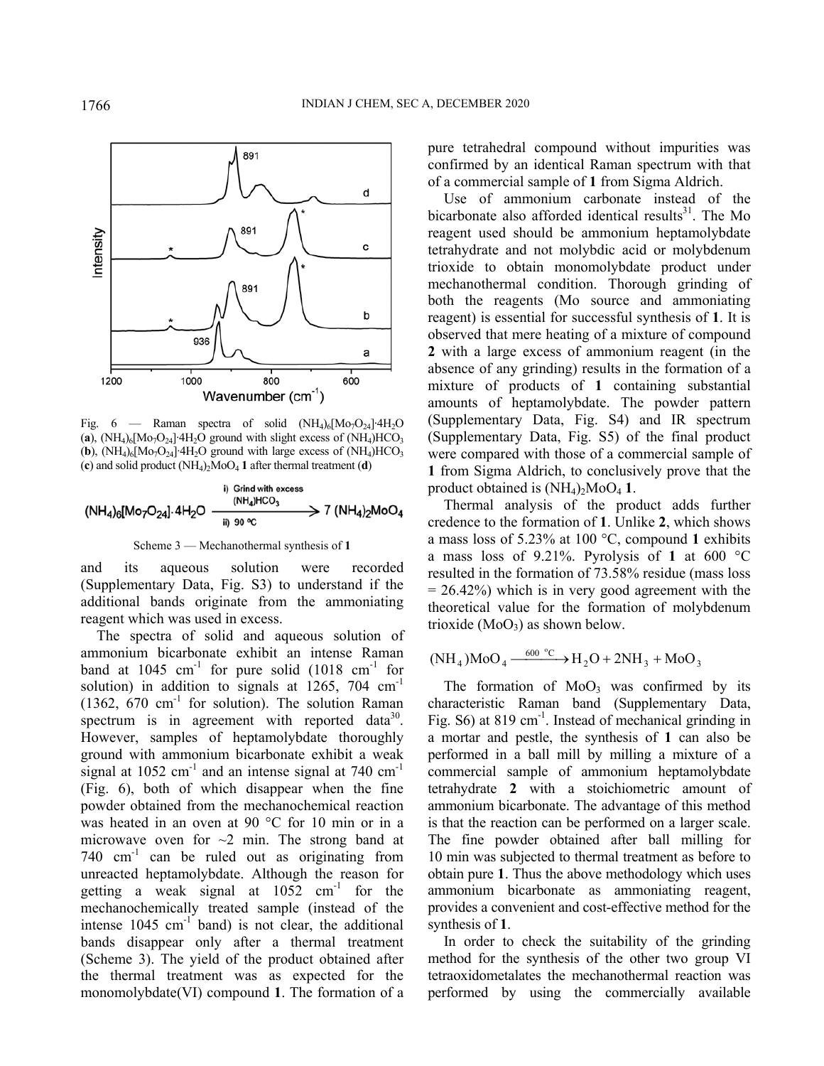Fig. 6 — Raman spectra of solid $(NH_4)_6[Mo_7O_{24}]\cdot4H_2O$ (**a**), $(NH_4)_6[Mo_7O_{24}]\cdot4H_2O$ ground with slight excess of $(NH_4)HCO_3$ (**b**), $(NH_4)_6[Mo_7O_{24}]\cdot4H_2O$ ground with large excess of $(NH_4)HCO_3$ (**c**) and solid product $(NH_4)_2MoO_4$ **1** after thermal treatment (**d**)

$$(NH_4)_6[Mo_7O_{24}]\cdot4H_2O \xrightarrow[\text{ii) 90 °C}]{\text{i) Grind with excess } (NH_4)HCO_3} 7\,(NH_4)_2MoO_4$$

Scheme 3 — Mechanothermal synthesis of **1**

and its aqueous solution were recorded (Supplementary Data, Fig. S3) to understand if the additional bands originate from the ammoniating reagent which was used in excess.

The spectra of solid and aqueous solution of ammonium bicarbonate exhibit an intense Raman band at 1045 $cm^{-1}$ for pure solid (1018 $cm^{-1}$ for solution) in addition to signals at 1265, 704 $cm^{-1}$ (1362, 670 $cm^{-1}$ for solution). The solution Raman spectrum is in agreement with reported data[30]. However, samples of heptamolybdate thoroughly ground with ammonium bicarbonate exhibit a weak signal at 1052 $cm^{-1}$ and an intense signal at 740 $cm^{-1}$ (Fig. 6), both of which disappear when the fine powder obtained from the mechanochemical reaction was heated in an oven at 90 °C for 10 min or in a microwave oven for ~2 min. The strong band at 740 $cm^{-1}$ can be ruled out as originating from unreacted heptamolybdate. Although the reason for getting a weak signal at 1052 $cm^{-1}$ for the mechanochemically treated sample (instead of the intense 1045 $cm^{-1}$ band) is not clear, the additional bands disappear only after a thermal treatment (Scheme 3). The yield of the product obtained after the thermal treatment was as expected for the monomolybdate(VI) compound **1**. The formation of a pure tetrahedral compound without impurities was confirmed by an identical Raman spectrum with that of a commercial sample of **1** from Sigma Aldrich.

Use of ammonium carbonate instead of the bicarbonate also afforded identical results[31]. The Mo reagent used should be ammonium heptamolybdate tetrahydrate and not molybdic acid or molybdenum trioxide to obtain monomolybdate product under mechanothermal condition. Thorough grinding of both the reagents (Mo source and ammoniating reagent) is essential for successful synthesis of **1**. It is observed that mere heating of a mixture of compound **2** with a large excess of ammonium reagent (in the absence of any grinding) results in the formation of a mixture of products of **1** containing substantial amounts of heptamolybdate. The powder pattern (Supplementary Data, Fig. S4) and IR spectrum (Supplementary Data, Fig. S5) of the final product were compared with those of a commercial sample of **1** from Sigma Aldrich, to conclusively prove that the product obtained is $(NH_4)_2MoO_4$ **1**.

Thermal analysis of the product adds further credence to the formation of **1**. Unlike **2**, which shows a mass loss of 5.23% at 100 °C, compound **1** exhibits a mass loss of 9.21%. Pyrolysis of **1** at 600 °C resulted in the formation of 73.58% residue (mass loss = 26.42%) which is in very good agreement with the theoretical value for the formation of molybdenum trioxide ($MoO_3$) as shown below.

$$(NH_4)MoO_4 \xrightarrow{600\ ^\circ C} H_2O + 2NH_3 + MoO_3$$

The formation of $MoO_3$ was confirmed by its characteristic Raman band (Supplementary Data, Fig. S6) at 819 $cm^{-1}$. Instead of mechanical grinding in a mortar and pestle, the synthesis of **1** can also be performed in a ball mill by milling a mixture of a commercial sample of ammonium heptamolybdate tetrahydrate **2** with a stoichiometric amount of ammonium bicarbonate. The advantage of this method is that the reaction can be performed on a larger scale. The fine powder obtained after ball milling for 10 min was subjected to thermal treatment as before to obtain pure **1**. Thus the above methodology which uses ammonium bicarbonate as ammoniating reagent, provides a convenient and cost-effective method for the synthesis of **1**.

In order to check the suitability of the grinding method for the synthesis of the other two group VI tetraoxidometalates the mechanothermal reaction was performed by using the commercially available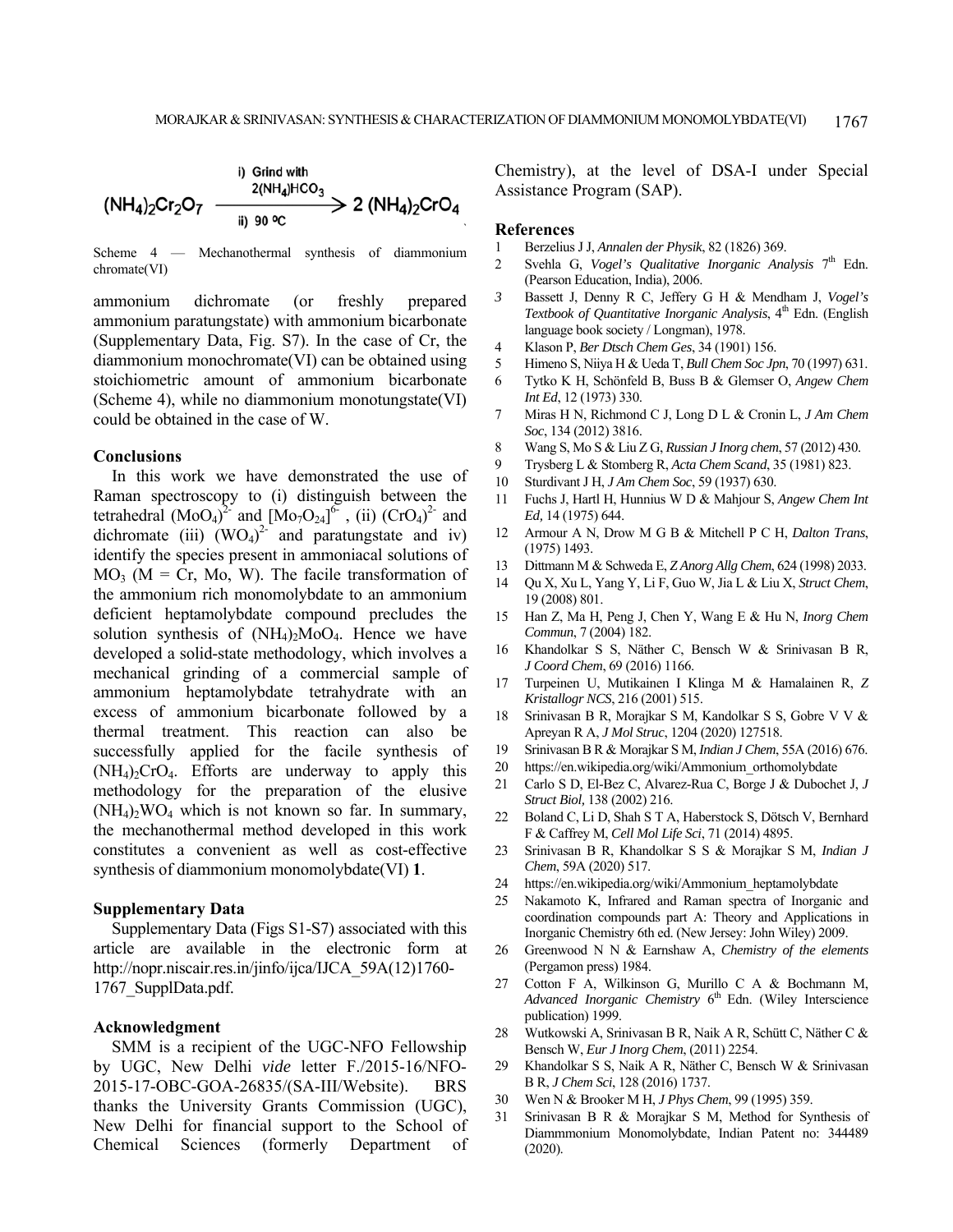$$(NH_4)_2Cr_2O_7 \xrightarrow[\text{ii) 90 °C}]{\text{i) Grind with } 2(NH_4)HCO_3} 2\,(NH_4)_2CrO_4$$

Scheme 4 — Mechanothermal synthesis of diammonium chromate(VI)

ammonium dichromate (or freshly prepared ammonium paratungstate) with ammonium bicarbonate (Supplementary Data, Fig. S7). In the case of Cr, the diammonium monochromate(VI) can be obtained using stoichiometric amount of ammonium bicarbonate (Scheme 4), while no diammonium monotungstate(VI) could be obtained in the case of W.

## Conclusions

In this work we have demonstrated the use of Raman spectroscopy to (i) distinguish between the tetrahedral $(MoO_4)^{2-}$ and $[Mo_7O_{24}]^{6-}$, (ii) $(CrO_4)^{2-}$ and dichromate (iii) $(WO_4)^{2-}$ and paratungstate and iv) identify the species present in ammoniacal solutions of $MO_3$ (M = Cr, Mo, W). The facile transformation of the ammonium rich monomolybdate to an ammonium deficient heptamolybdate compound precludes the solution synthesis of $(NH_4)_2MoO_4$. Hence we have developed a solid-state methodology, which involves a mechanical grinding of a commercial sample of ammonium heptamolybdate tetrahydrate with an excess of ammonium bicarbonate followed by a thermal treatment. This reaction can also be successfully applied for the facile synthesis of $(NH_4)_2CrO_4$. Efforts are underway to apply this methodology for the preparation of the elusive $(NH_4)_2WO_4$ which is not known so far. In summary, the mechanothermal method developed in this work constitutes a convenient as well as cost-effective synthesis of diammonium monomolybdate(VI) **1**.

## Supplementary Data

Supplementary Data (Figs S1-S7) associated with this article are available in the electronic form at http://nopr.niscair.res.in/jinfo/ijca/IJCA_59A(12)1760-1767_SupplData.pdf.

## Acknowledgment

SMM is a recipient of the UGC-NFO Fellowship by UGC, New Delhi *vide* letter F./2015-16/NFO-2015-17-OBC-GOA-26835/(SA-III/Website). BRS thanks the University Grants Commission (UGC), New Delhi for financial support to the School of Chemical Sciences (formerly Department of Chemistry), at the level of DSA-I under Special Assistance Program (SAP).

## References

1. Berzelius J J, *Annalen der Physik*, 82 (1826) 369.
2. Svehla G, *Vogel's Qualitative Inorganic Analysis* 7th Edn. (Pearson Education, India), 2006.
3. Bassett J, Denny R C, Jeffery G H & Mendham J, *Vogel's Textbook of Quantitative Inorganic Analysis*, 4th Edn. (English language book society / Longman), 1978.
4. Klason P, *Ber Dtsch Chem Ges*, 34 (1901) 156.
5. Himeno S, Niiya H & Ueda T, *Bull Chem Soc Jpn*, 70 (1997) 631.
6. Tytko K H, Schönfeld B, Buss B & Glemser O, *Angew Chem Int Ed*, 12 (1973) 330.
7. Miras H N, Richmond C J, Long D L & Cronin L, *J Am Chem Soc*, 134 (2012) 3816.
8. Wang S, Mo S & Liu Z G, *Russian J Inorg chem*, 57 (2012) 430.
9. Trysberg L & Stomberg R, *Acta Chem Scand*, 35 (1981) 823.
10. Sturdivant J H, *J Am Chem Soc*, 59 (1937) 630.
11. Fuchs J, Hartl H, Hunnius W D & Mahjour S, *Angew Chem Int Ed,* 14 (1975) 644.
12. Armour A N, Drow M G B & Mitchell P C H, *Dalton Trans*, (1975) 1493.
13. Dittmann M & Schweda E, *Z Anorg Allg Chem*, 624 (1998) 2033.
14. Qu X, Xu L, Yang Y, Li F, Guo W, Jia L & Liu X, *Struct Chem*, 19 (2008) 801.
15. Han Z, Ma H, Peng J, Chen Y, Wang E & Hu N, *Inorg Chem Commun*, 7 (2004) 182.
16. Khandolkar S S, Näther C, Bensch W & Srinivasan B R, *J Coord Chem*, 69 (2016) 1166.
17. Turpeinen U, Mutikainen I Klinga M & Hamalainen R, *Z Kristallogr NCS*, 216 (2001) 515.
18. Srinivasan B R, Morajkar S M, Kandolkar S S, Gobre V V & Apreyan R A, *J Mol Struc*, 1204 (2020) 127518.
19. Srinivasan B R & Morajkar S M, *Indian J Chem*, 55A (2016) 676.
20. https://en.wikipedia.org/wiki/Ammonium_orthomolybdate
21. Carlo S D, El-Bez C, Alvarez-Rua C, Borge J & Dubochet J, *J Struct Biol,* 138 (2002) 216.
22. Boland C, Li D, Shah S T A, Haberstock S, Dötsch V, Bernhard F & Caffrey M, *Cell Mol Life Sci*, 71 (2014) 4895.
23. Srinivasan B R, Khandolkar S S & Morajkar S M, *Indian J Chem*, 59A (2020) 517.
24. https://en.wikipedia.org/wiki/Ammonium_heptamolybdate
25. Nakamoto K, Infrared and Raman spectra of Inorganic and coordination compounds part A: Theory and Applications in Inorganic Chemistry 6th ed. (New Jersey: John Wiley) 2009.
26. Greenwood N N & Earnshaw A, *Chemistry of the elements* (Pergamon press) 1984.
27. Cotton F A, Wilkinson G, Murillo C A & Bochmann M, *Advanced Inorganic Chemistry* 6th Edn. (Wiley Interscience publication) 1999.
28. Wutkowski A, Srinivasan B R, Naik A R, Schütt C, Näther C & Bensch W, *Eur J Inorg Chem*, (2011) 2254.
29. Khandolkar S S, Naik A R, Näther C, Bensch W & Srinivasan B R, *J Chem Sci*, 128 (2016) 1737.
30. Wen N & Brooker M H, *J Phys Chem*, 99 (1995) 359.
31. Srinivasan B R & Morajkar S M, Method for Synthesis of Diammmonium Monomolybdate, Indian Patent no: 344489 (2020).